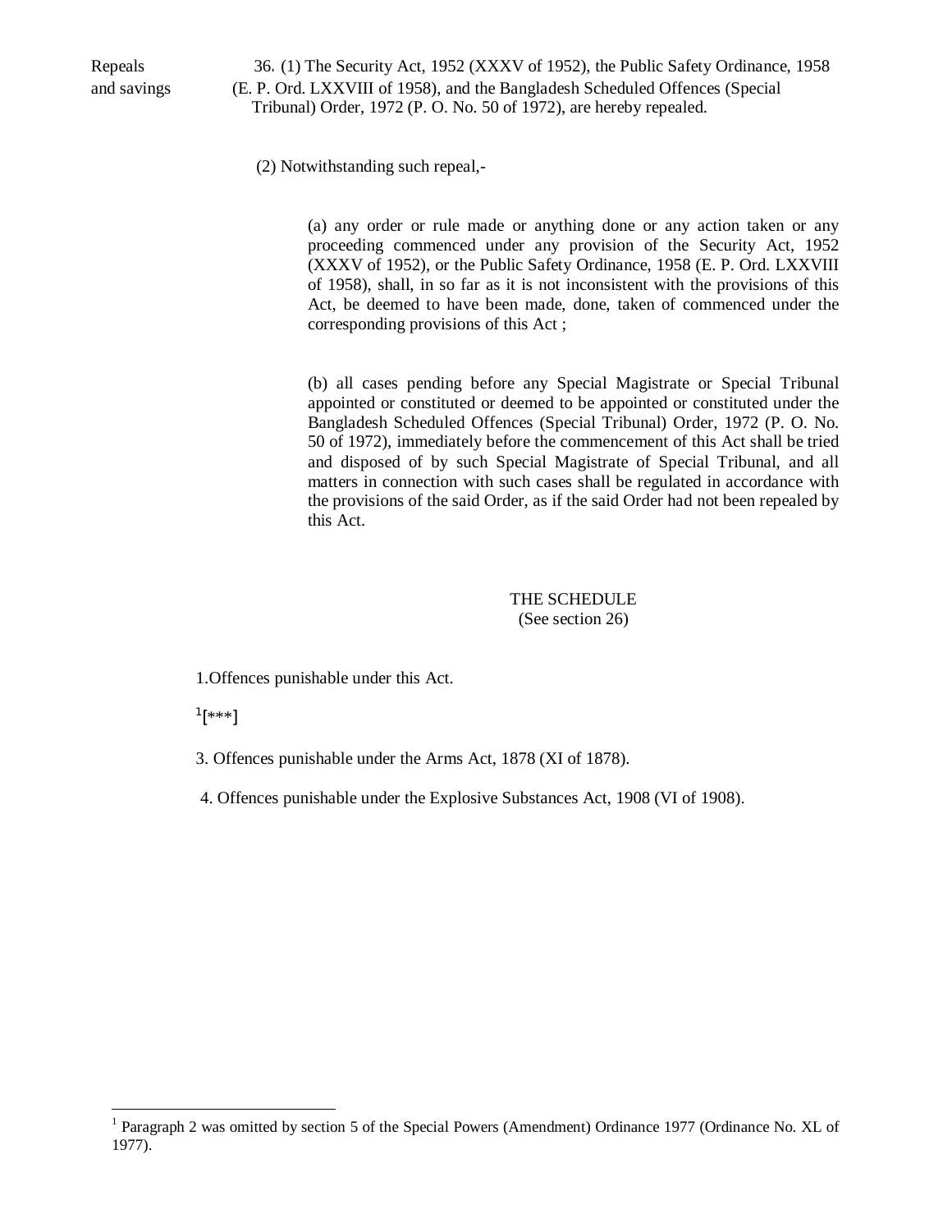Repeals and savings

36. (1) The Security Act, 1952 (XXXV of 1952), the Public Safety Ordinance, 1958 (E. P. Ord. LXXVIII of 1958), and the Bangladesh Scheduled Offences (Special Tribunal) Order, 1972 (P. O. No. 50 of 1972), are hereby repealed.

(2) Notwithstanding such repeal,-

(a) any order or rule made or anything done or any action taken or any proceeding commenced under any provision of the Security Act, 1952 (XXXV of 1952), or the Public Safety Ordinance, 1958 (E. P. Ord. LXXVIII of 1958), shall, in so far as it is not inconsistent with the provisions of this Act, be deemed to have been made, done, taken of commenced under the corresponding provisions of this Act ;

(b) all cases pending before any Special Magistrate or Special Tribunal appointed or constituted or deemed to be appointed or constituted under the Bangladesh Scheduled Offences (Special Tribunal) Order, 1972 (P. O. No. 50 of 1972), immediately before the commencement of this Act shall be tried and disposed of by such Special Magistrate of Special Tribunal, and all matters in connection with such cases shall be regulated in accordance with the provisions of the said Order, as if the said Order had not been repealed by this Act.

## THE SCHEDULE
(See section 26)

1.Offences punishable under this Act.

[1][***]

3. Offences punishable under the Arms Act, 1878 (XI of 1878).

4. Offences punishable under the Explosive Substances Act, 1908 (VI of 1908).

---

[1] Paragraph 2 was omitted by section 5 of the Special Powers (Amendment) Ordinance 1977 (Ordinance No. XL of 1977).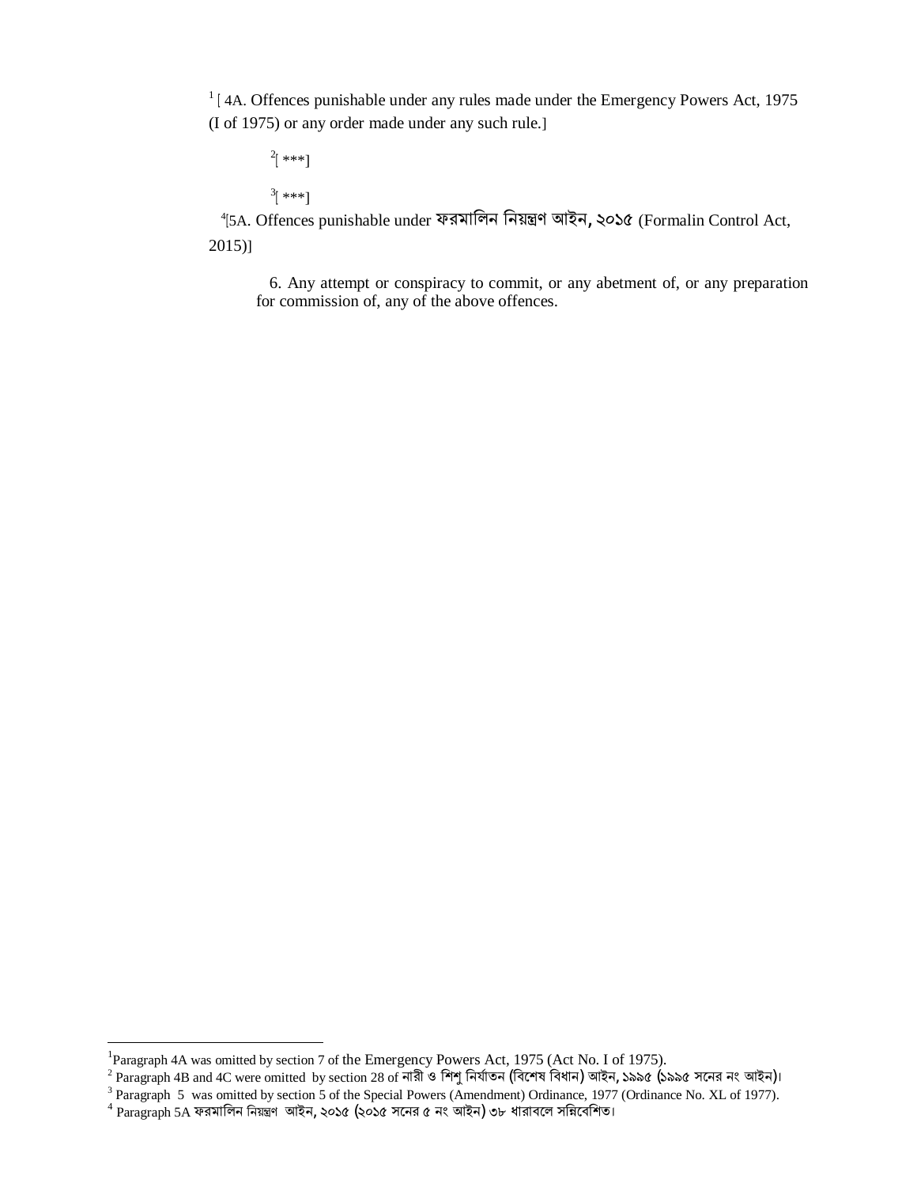[1] [ 4A. Offences punishable under any rules made under the Emergency Powers Act, 1975 (I of 1975) or any order made under any such rule.]

[2][ ***]

[3][ ***]

[4][5A. Offences punishable under ফরমালিন নিয়ন্ত্রণ আইন, ২০১৫ (Formalin Control Act, 2015)]

6. Any attempt or conspiracy to commit, or any abetment of, or any preparation for commission of, any of the above offences.

---

[1]Paragraph 4A was omitted by section 7 of the Emergency Powers Act, 1975 (Act No. I of 1975).

[2] Paragraph 4B and 4C were omitted by section 28 of নারী ও শিশু নির্যাতন (বিশেষ বিধান) আইন, ১৯৯৫ (১৯৯৫ সনের নং আইন)।

[3] Paragraph 5 was omitted by section 5 of the Special Powers (Amendment) Ordinance, 1977 (Ordinance No. XL of 1977).

[4] Paragraph 5A ফরমালিন নিয়ন্ত্রণ আইন, ২০১৫ (২০১৫ সনের ৫ নং আইন) ৩৮ ধারাবলে সন্নিবেশিত।